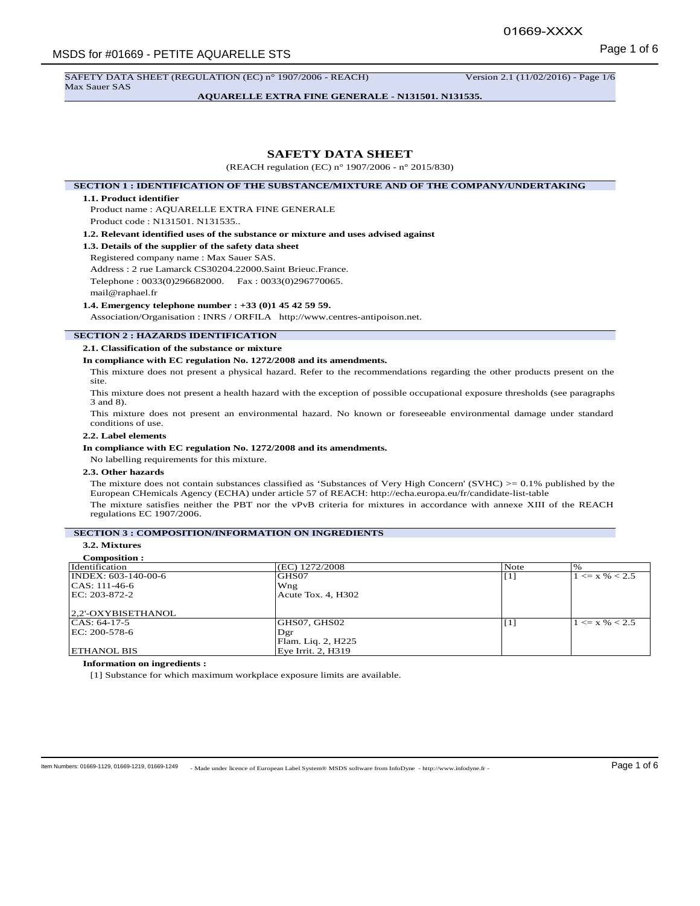SAFETY DATA SHEET (REGULATION (EC) n° 1907/2006 - REACH) Version 2.1 (11/02/2016) - Page 1/6
Max Sauer SAS

**AQUARELLE EXTRA FINE GENERALE - N131501. N131535.**

# SAFETY DATA SHEET

(REACH regulation (EC) n° 1907/2006 - n° 2015/830)

## SECTION 1 : IDENTIFICATION OF THE SUBSTANCE/MIXTURE AND OF THE COMPANY/UNDERTAKING

### 1.1. Product identifier

Product name : AQUARELLE EXTRA FINE GENERALE

Product code : N131501. N131535..

### 1.2. Relevant identified uses of the substance or mixture and uses advised against

### 1.3. Details of the supplier of the safety data sheet

Registered company name : Max Sauer SAS.

Address : 2 rue Lamarck CS30204.22000.Saint Brieuc.France.

Telephone : 0033(0)296682000. Fax : 0033(0)296770065.

mail@raphael.fr

### 1.4. Emergency telephone number : +33 (0)1 45 42 59 59.

Association/Organisation : INRS / ORFILA http://www.centres-antipoison.net.

## SECTION 2 : HAZARDS IDENTIFICATION

### 2.1. Classification of the substance or mixture

**In compliance with EC regulation No. 1272/2008 and its amendments.**

This mixture does not present a physical hazard. Refer to the recommendations regarding the other products present on the site.

This mixture does not present a health hazard with the exception of possible occupational exposure thresholds (see paragraphs 3 and 8).

This mixture does not present an environmental hazard. No known or foreseeable environmental damage under standard conditions of use.

### 2.2. Label elements

**In compliance with EC regulation No. 1272/2008 and its amendments.**

No labelling requirements for this mixture.

### 2.3. Other hazards

The mixture does not contain substances classified as 'Substances of Very High Concern' (SVHC) >= 0.1% published by the European CHemicals Agency (ECHA) under article 57 of REACH: http://echa.europa.eu/fr/candidate-list-table

The mixture satisfies neither the PBT nor the vPvB criteria for mixtures in accordance with annexe XIII of the REACH regulations EC 1907/2006.

## SECTION 3 : COMPOSITION/INFORMATION ON INGREDIENTS

### 3.2. Mixtures

**Composition :**

| Identification | (EC) 1272/2008 | Note | % |
|---|---|---|---|
| INDEX: 603-140-00-6<br>CAS: 111-46-6<br>EC: 203-872-2<br><br>2,2'-OXYBISETHANOL | GHS07<br>Wng<br>Acute Tox. 4, H302 | [1] | 1 <= x % < 2.5 |
| CAS: 64-17-5<br>EC: 200-578-6<br><br>ETHANOL BIS | GHS07, GHS02<br>Dgr<br>Flam. Liq. 2, H225<br>Eye Irrit. 2, H319 | [1] | 1 <= x % < 2.5 |

**Information on ingredients :**

[1] Substance for which maximum workplace exposure limits are available.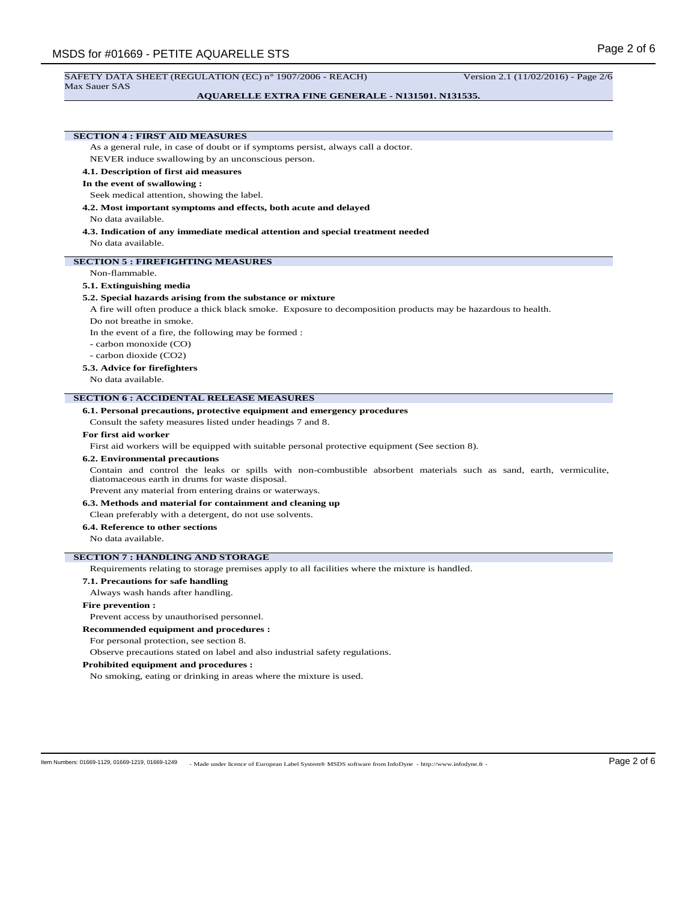## SECTION 4 : FIRST AID MEASURES

As a general rule, in case of doubt or if symptoms persist, always call a doctor.

NEVER induce swallowing by an unconscious person.

### 4.1. Description of first aid measures

**In the event of swallowing :**

Seek medical attention, showing the label.

### 4.2. Most important symptoms and effects, both acute and delayed

No data available.

### 4.3. Indication of any immediate medical attention and special treatment needed

No data available.

## SECTION 5 : FIREFIGHTING MEASURES

Non-flammable.

### 5.1. Extinguishing media

### 5.2. Special hazards arising from the substance or mixture

A fire will often produce a thick black smoke. Exposure to decomposition products may be hazardous to health.

Do not breathe in smoke.

In the event of a fire, the following may be formed :

- carbon monoxide (CO)
- carbon dioxide ($CO_2$)

### 5.3. Advice for firefighters

No data available.

## SECTION 6 : ACCIDENTAL RELEASE MEASURES

### 6.1. Personal precautions, protective equipment and emergency procedures

Consult the safety measures listed under headings 7 and 8.

**For first aid worker**

First aid workers will be equipped with suitable personal protective equipment (See section 8).

### 6.2. Environmental precautions

Contain and control the leaks or spills with non-combustible absorbent materials such as sand, earth, vermiculite, diatomaceous earth in drums for waste disposal.

Prevent any material from entering drains or waterways.

### 6.3. Methods and material for containment and cleaning up

Clean preferably with a detergent, do not use solvents.

### 6.4. Reference to other sections

No data available.

## SECTION 7 : HANDLING AND STORAGE

Requirements relating to storage premises apply to all facilities where the mixture is handled.

### 7.1. Precautions for safe handling

Always wash hands after handling.

**Fire prevention :**

Prevent access by unauthorised personnel.

**Recommended equipment and procedures :**

For personal protection, see section 8.

Observe precautions stated on label and also industrial safety regulations.

**Prohibited equipment and procedures :**

No smoking, eating or drinking in areas where the mixture is used.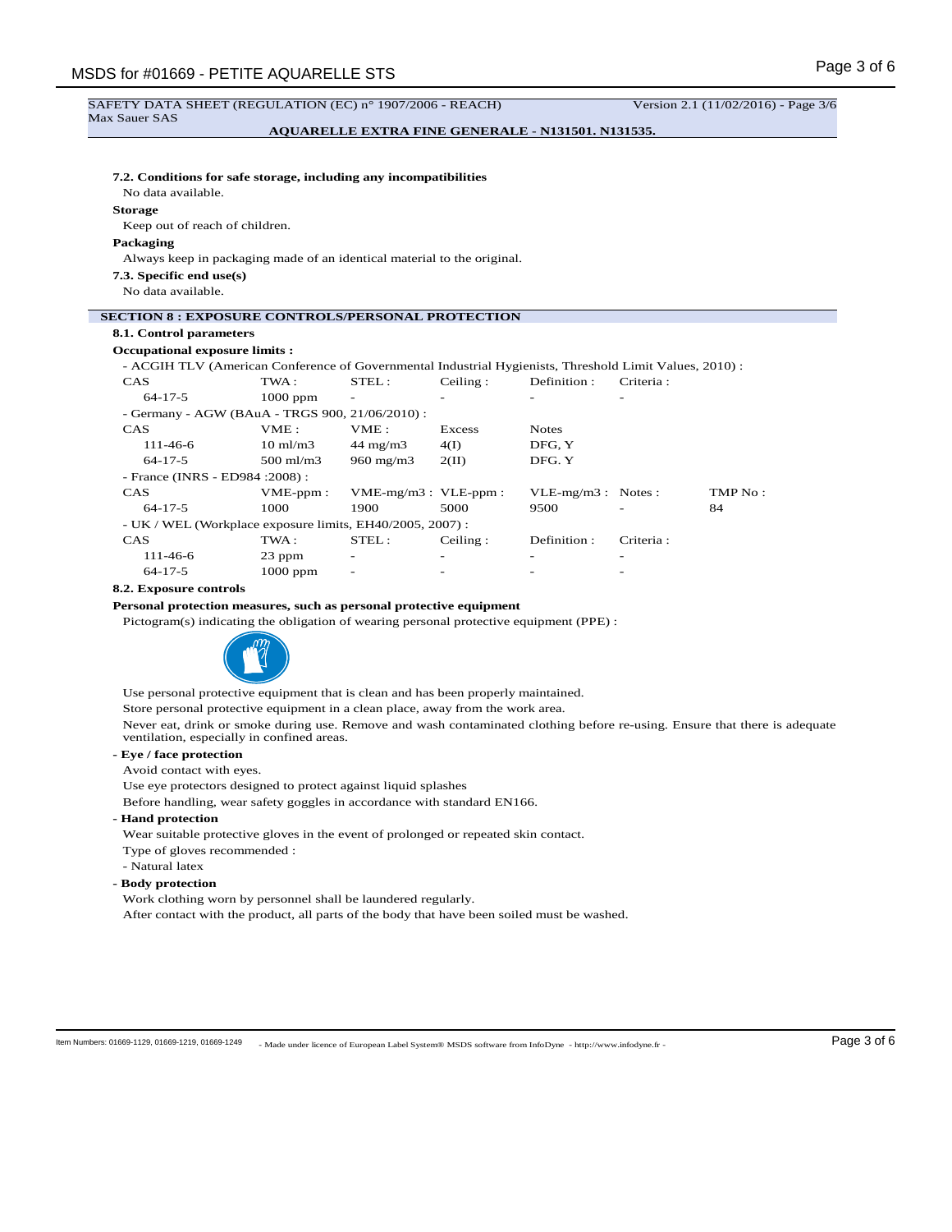SAFETY DATA SHEET (REGULATION (EC) n° 1907/2006 - REACH) Version 2.1 (11/02/2016) - Page 3/6
Max Sauer SAS

**AQUARELLE EXTRA FINE GENERALE - N131501. N131535.**

**7.2. Conditions for safe storage, including any incompatibilities**

No data available.

**Storage**

Keep out of reach of children.

**Packaging**

Always keep in packaging made of an identical material to the original.

**7.3. Specific end use(s)**

No data available.

## SECTION 8 : EXPOSURE CONTROLS/PERSONAL PROTECTION

**8.1. Control parameters**

**Occupational exposure limits :**

- ACGIH TLV (American Conference of Governmental Industrial Hygienists, Threshold Limit Values, 2010) :

| CAS | TWA : | STEL : | Ceiling : | Definition : | Criteria : |
|---|---|---|---|---|---|
| 64-17-5 | 1000 ppm | - | - | - | - |

- Germany - AGW (BAuA - TRGS 900, 21/06/2010) :

| CAS | VME : | VME : | Excess | Notes |
|---|---|---|---|---|
| 111-46-6 | 10 ml/m3 | 44 mg/m3 | 4(I) | DFG, Y |
| 64-17-5 | 500 ml/m3 | 960 mg/m3 | 2(II) | DFG. Y |

- France (INRS - ED984 :2008) :

| CAS | VME-ppm : | VME-mg/m3 : | VLE-ppm : | VLE-mg/m3 : | Notes : | TMP No : |
|---|---|---|---|---|---|---|
| 64-17-5 | 1000 | 1900 | 5000 | 9500 | - | 84 |

- UK / WEL (Workplace exposure limits, EH40/2005, 2007) :

| CAS | TWA : | STEL : | Ceiling : | Definition : | Criteria : |
|---|---|---|---|---|---|
| 111-46-6 | 23 ppm | - | - | - | - |
| 64-17-5 | 1000 ppm | - | - | - | - |

**8.2. Exposure controls**

**Personal protection measures, such as personal protective equipment**

Pictogram(s) indicating the obligation of wearing personal protective equipment (PPE) :

Use personal protective equipment that is clean and has been properly maintained.

Store personal protective equipment in a clean place, away from the work area.

Never eat, drink or smoke during use. Remove and wash contaminated clothing before re-using. Ensure that there is adequate ventilation, especially in confined areas.

**- Eye / face protection**

Avoid contact with eyes.

Use eye protectors designed to protect against liquid splashes

Before handling, wear safety goggles in accordance with standard EN166.

**- Hand protection**

Wear suitable protective gloves in the event of prolonged or repeated skin contact.

Type of gloves recommended :

- Natural latex

**- Body protection**

Work clothing worn by personnel shall be laundered regularly.

After contact with the product, all parts of the body that have been soiled must be washed.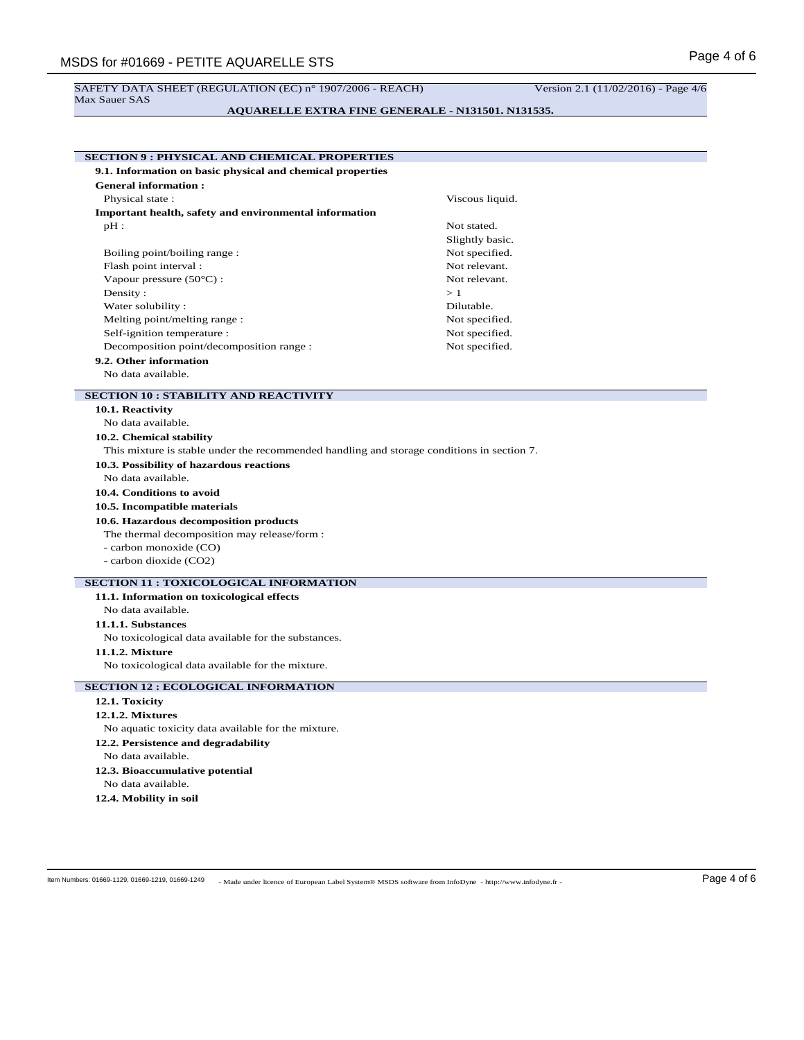## SECTION 9 : PHYSICAL AND CHEMICAL PROPERTIES

### 9.1. Information on basic physical and chemical properties

**General information :**

| | |
|---|---|
| Physical state : | Viscous liquid. |

**Important health, safety and environmental information**

| | |
|---|---|
| pH : | Not stated. |
| | Slightly basic. |
| Boiling point/boiling range : | Not specified. |
| Flash point interval : | Not relevant. |
| Vapour pressure (50°C) : | Not relevant. |
| Density : | > 1 |
| Water solubility : | Dilutable. |
| Melting point/melting range : | Not specified. |
| Self-ignition temperature : | Not specified. |
| Decomposition point/decomposition range : | Not specified. |

### 9.2. Other information

No data available.

## SECTION 10 : STABILITY AND REACTIVITY

### 10.1. Reactivity

No data available.

### 10.2. Chemical stability

This mixture is stable under the recommended handling and storage conditions in section 7.

### 10.3. Possibility of hazardous reactions

No data available.

### 10.4. Conditions to avoid

### 10.5. Incompatible materials

### 10.6. Hazardous decomposition products

The thermal decomposition may release/form :

- carbon monoxide (CO)
- carbon dioxide ($CO_2$)

## SECTION 11 : TOXICOLOGICAL INFORMATION

### 11.1. Information on toxicological effects

No data available.

#### 11.1.1. Substances

No toxicological data available for the substances.

#### 11.1.2. Mixture

No toxicological data available for the mixture.

## SECTION 12 : ECOLOGICAL INFORMATION

### 12.1. Toxicity

#### 12.1.2. Mixtures

No aquatic toxicity data available for the mixture.

### 12.2. Persistence and degradability

No data available.

### 12.3. Bioaccumulative potential

No data available.

### 12.4. Mobility in soil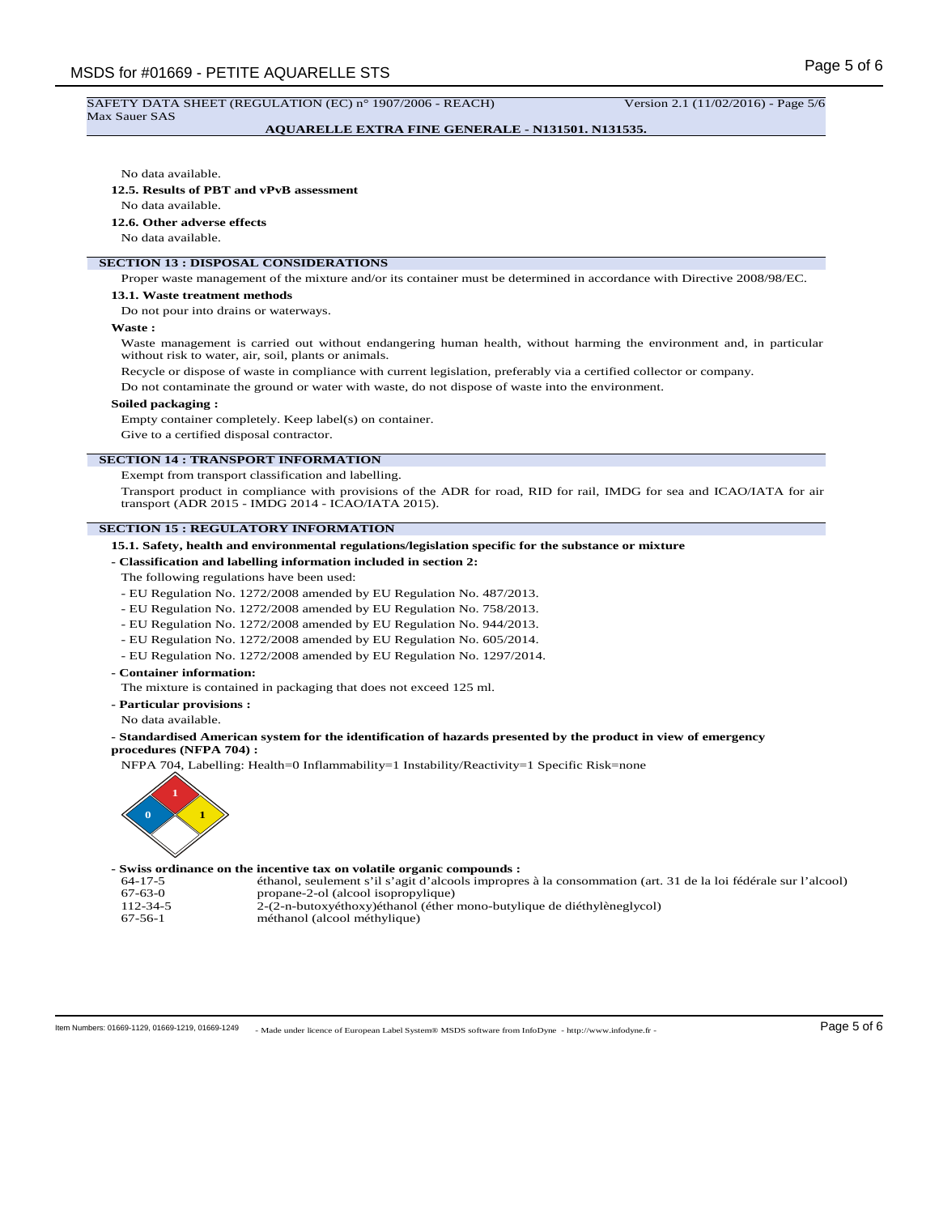No data available.

**12.5. Results of PBT and vPvB assessment**

No data available.

**12.6. Other adverse effects**

No data available.

## SECTION 13 : DISPOSAL CONSIDERATIONS

Proper waste management of the mixture and/or its container must be determined in accordance with Directive 2008/98/EC.

**13.1. Waste treatment methods**

Do not pour into drains or waterways.

**Waste :**

Waste management is carried out without endangering human health, without harming the environment and, in particular without risk to water, air, soil, plants or animals.

Recycle or dispose of waste in compliance with current legislation, preferably via a certified collector or company.

Do not contaminate the ground or water with waste, do not dispose of waste into the environment.

**Soiled packaging :**

Empty container completely. Keep label(s) on container.

Give to a certified disposal contractor.

## SECTION 14 : TRANSPORT INFORMATION

Exempt from transport classification and labelling.

Transport product in compliance with provisions of the ADR for road, RID for rail, IMDG for sea and ICAO/IATA for air transport (ADR 2015 - IMDG 2014 - ICAO/IATA 2015).

## SECTION 15 : REGULATORY INFORMATION

**15.1. Safety, health and environmental regulations/legislation specific for the substance or mixture**

**- Classification and labelling information included in section 2:**

The following regulations have been used:

- EU Regulation No. 1272/2008 amended by EU Regulation No. 487/2013.
- EU Regulation No. 1272/2008 amended by EU Regulation No. 758/2013.
- EU Regulation No. 1272/2008 amended by EU Regulation No. 944/2013.
- EU Regulation No. 1272/2008 amended by EU Regulation No. 605/2014.
- EU Regulation No. 1272/2008 amended by EU Regulation No. 1297/2014.

**- Container information:**

The mixture is contained in packaging that does not exceed 125 ml.

**- Particular provisions :**

No data available.

**- Standardised American system for the identification of hazards presented by the product in view of emergency procedures (NFPA 704) :**

NFPA 704, Labelling: Health=0 Inflammability=1 Instability/Reactivity=1 Specific Risk=none

**- Swiss ordinance on the incentive tax on volatile organic compounds :**

| | |
|---|---|
| 64-17-5 | éthanol, seulement s'il s'agit d'alcools impropres à la consommation (art. 31 de la loi fédérale sur l'alcool) |
| 67-63-0 | propane-2-ol (alcool isopropylique) |
| 112-34-5 | 2-(2-n-butoxyéthoxy)éthanol (éther mono-butylique de diéthylèneglycol) |
| 67-56-1 | méthanol (alcool méthylique) |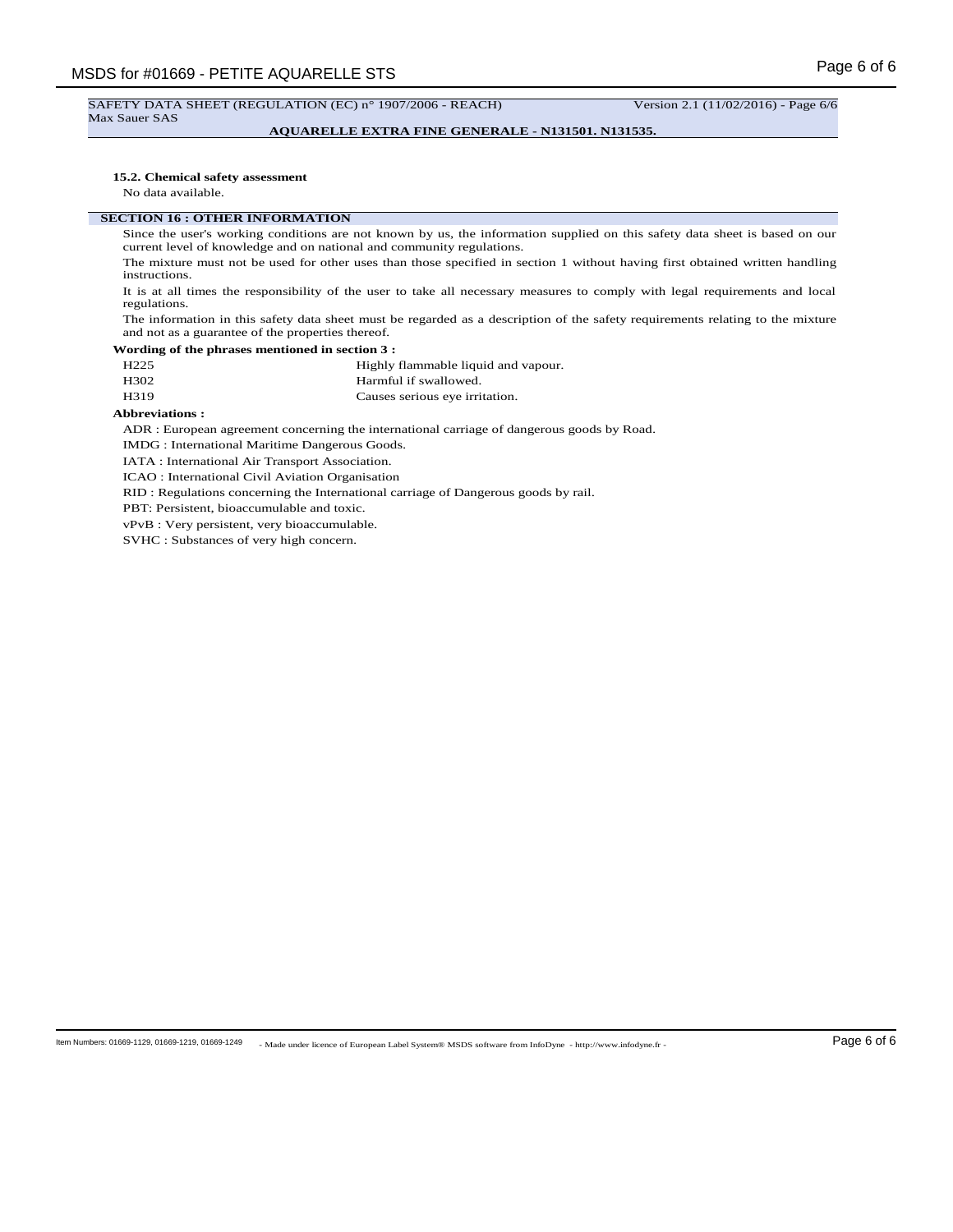#### 15.2. Chemical safety assessment

No data available.

## SECTION 16 : OTHER INFORMATION

Since the user's working conditions are not known by us, the information supplied on this safety data sheet is based on our current level of knowledge and on national and community regulations.

The mixture must not be used for other uses than those specified in section 1 without having first obtained written handling instructions.

It is at all times the responsibility of the user to take all necessary measures to comply with legal requirements and local regulations.

The information in this safety data sheet must be regarded as a description of the safety requirements relating to the mixture and not as a guarantee of the properties thereof.

**Wording of the phrases mentioned in section 3 :**

| | |
|---|---|
| H225 | Highly flammable liquid and vapour. |
| H302 | Harmful if swallowed. |
| H319 | Causes serious eye irritation. |

**Abbreviations :**

ADR : European agreement concerning the international carriage of dangerous goods by Road.

IMDG : International Maritime Dangerous Goods.

IATA : International Air Transport Association.

ICAO : International Civil Aviation Organisation

RID : Regulations concerning the International carriage of Dangerous goods by rail.

PBT: Persistent, bioaccumulable and toxic.

vPvB : Very persistent, very bioaccumulable.

SVHC : Substances of very high concern.